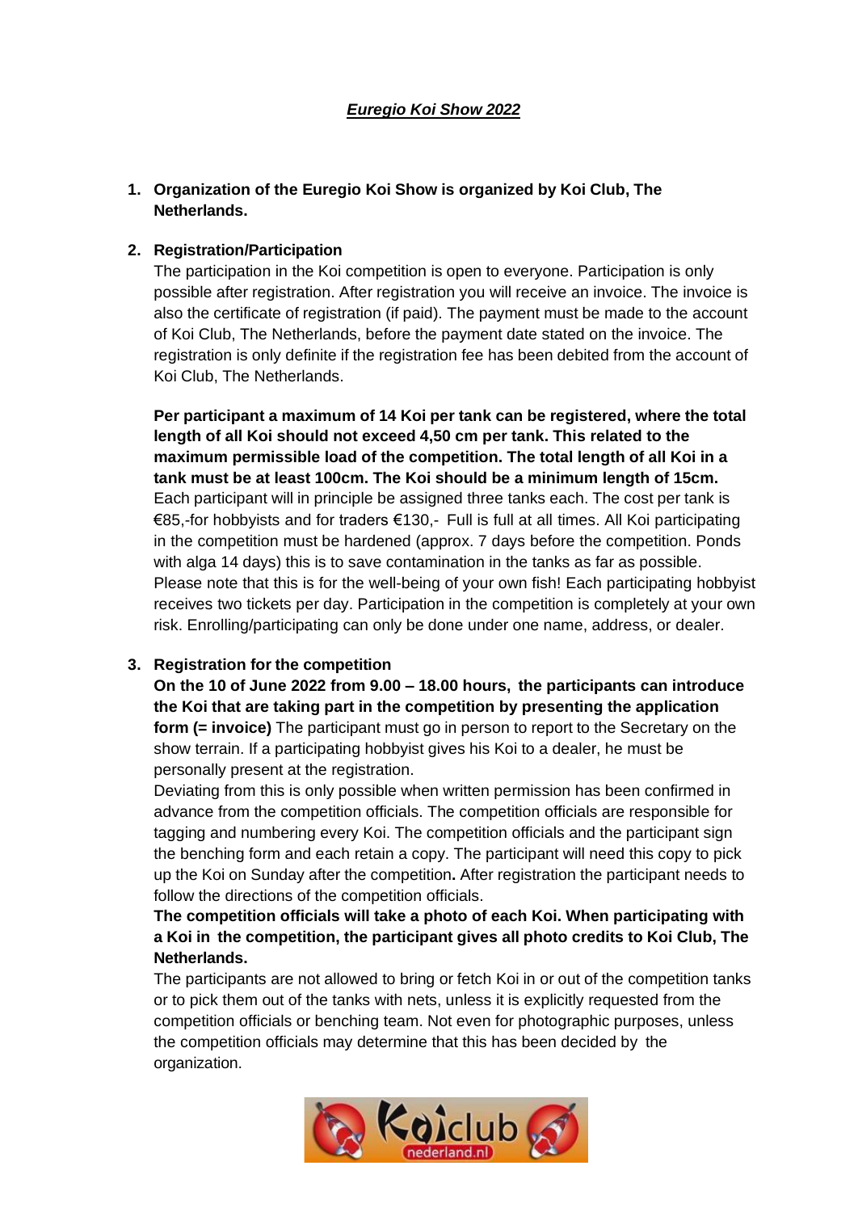# ***Euregio Koi Show 2022***

1. **Organization of the Euregio Koi Show is organized by Koi Club, The Netherlands.**

2. **Registration/Participation**

   The participation in the Koi competition is open to everyone. Participation is only possible after registration. After registration you will receive an invoice. The invoice is also the certificate of registration (if paid). The payment must be made to the account of Koi Club, The Netherlands, before the payment date stated on the invoice. The registration is only definite if the registration fee has been debited from the account of Koi Club, The Netherlands.

   **Per participant a maximum of 14 Koi per tank can be registered, where the total length of all Koi should not exceed 4,50 cm per tank. This related to the maximum permissible load of the competition. The total length of all Koi in a tank must be at least 100cm. The Koi should be a minimum length of 15cm.** Each participant will in principle be assigned three tanks each. The cost per tank is €85,-for hobbyists and for traders €130,- Full is full at all times. All Koi participating in the competition must be hardened (approx. 7 days before the competition. Ponds with alga 14 days) this is to save contamination in the tanks as far as possible. Please note that this is for the well-being of your own fish! Each participating hobbyist receives two tickets per day. Participation in the competition is completely at your own risk. Enrolling/participating can only be done under one name, address, or dealer.

3. **Registration for the competition**

   **On the 10 of June 2022 from 9.00 – 18.00 hours, the participants can introduce the Koi that are taking part in the competition by presenting the application form (= invoice)** The participant must go in person to report to the Secretary on the show terrain. If a participating hobbyist gives his Koi to a dealer, he must be personally present at the registration.

   Deviating from this is only possible when written permission has been confirmed in advance from the competition officials. The competition officials are responsible for tagging and numbering every Koi. The competition officials and the participant sign the benching form and each retain a copy. The participant will need this copy to pick up the Koi on Sunday after the competition**.** After registration the participant needs to follow the directions of the competition officials.

   **The competition officials will take a photo of each Koi. When participating with a Koi in the competition, the participant gives all photo credits to Koi Club, The Netherlands.**

   The participants are not allowed to bring or fetch Koi in or out of the competition tanks or to pick them out of the tanks with nets, unless it is explicitly requested from the competition officials or benching team. Not even for photographic purposes, unless the competition officials may determine that this has been decided by the organization.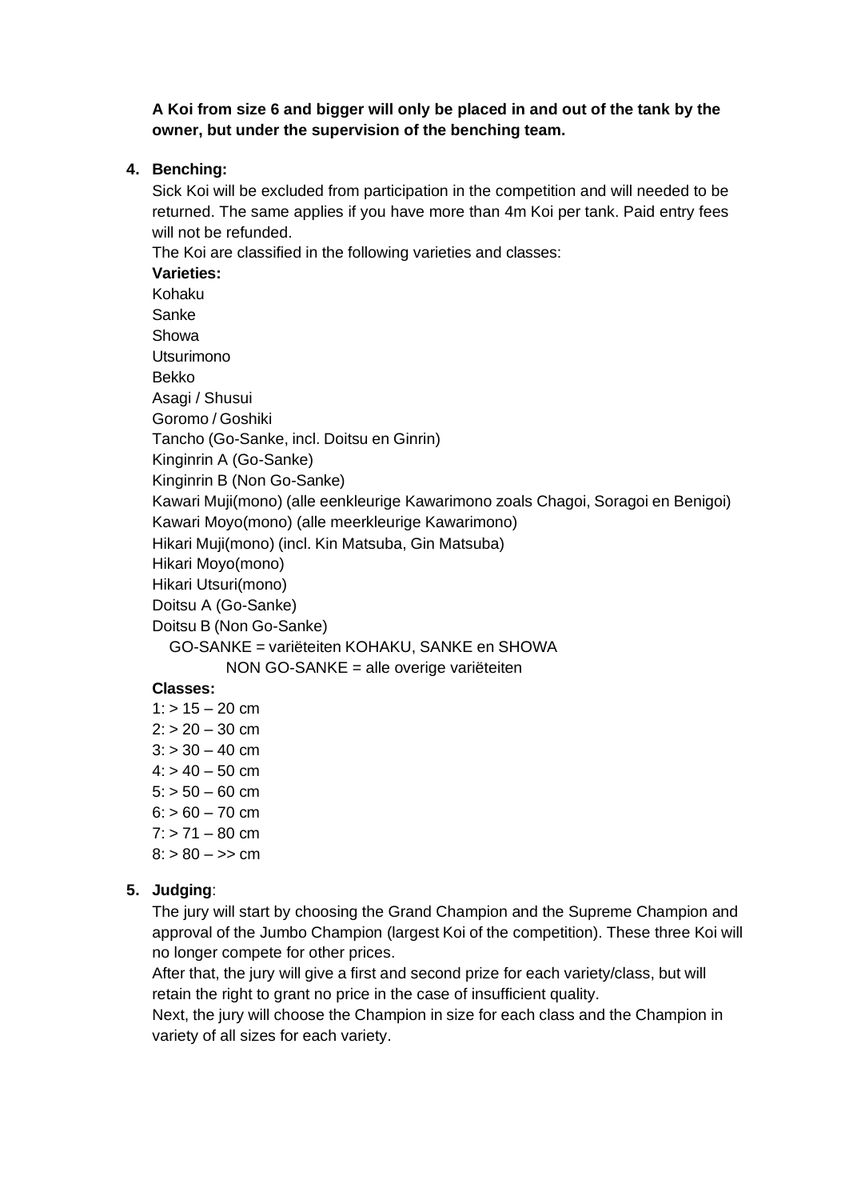**A Koi from size 6 and bigger will only be placed in and out of the tank by the owner, but under the supervision of the benching team.**

4. **Benching:**

   Sick Koi will be excluded from participation in the competition and will needed to be returned. The same applies if you have more than 4m Koi per tank. Paid entry fees will not be refunded.

   The Koi are classified in the following varieties and classes:

   **Varieties:**

   Kohaku
   Sanke
   Showa
   Utsurimono
   Bekko
   Asagi / Shusui
   Goromo / Goshiki
   Tancho (Go-Sanke, incl. Doitsu en Ginrin)
   Kinginrin A (Go-Sanke)
   Kinginrin B (Non Go-Sanke)
   Kawari Muji(mono) (alle eenkleurige Kawarimono zoals Chagoi, Soragoi en Benigoi)
   Kawari Moyo(mono) (alle meerkleurige Kawarimono)
   Hikari Muji(mono) (incl. Kin Matsuba, Gin Matsuba)
   Hikari Moyo(mono)
   Hikari Utsuri(mono)
   Doitsu A (Go-Sanke)
   Doitsu B (Non Go-Sanke)

   GO-SANKE = variëteiten KOHAKU, SANKE en SHOWA
   NON GO-SANKE = alle overige variëteiten

   **Classes:**

   1: > 15 – 20 cm
   2: > 20 – 30 cm
   3: > 30 – 40 cm
   4: > 40 – 50 cm
   5: > 50 – 60 cm
   6: > 60 – 70 cm
   7: > 71 – 80 cm
   8: > 80 – >> cm

5. **Judging**:

   The jury will start by choosing the Grand Champion and the Supreme Champion and approval of the Jumbo Champion (largest Koi of the competition). These three Koi will no longer compete for other prices.

   After that, the jury will give a first and second prize for each variety/class, but will retain the right to grant no price in the case of insufficient quality.

   Next, the jury will choose the Champion in size for each class and the Champion in variety of all sizes for each variety.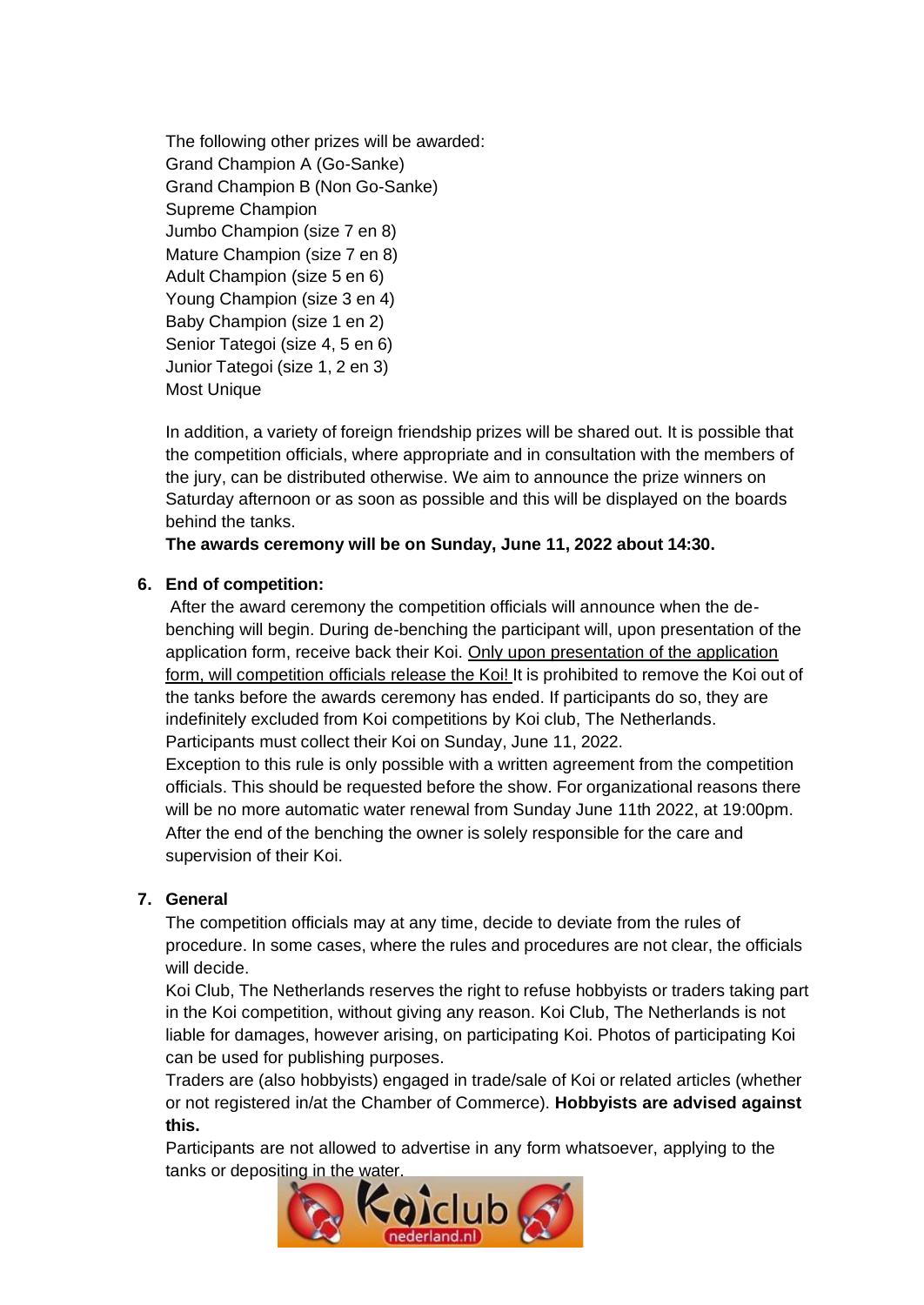The following other prizes will be awarded:
Grand Champion A (Go-Sanke)
Grand Champion B (Non Go-Sanke)
Supreme Champion
Jumbo Champion (size 7 en 8)
Mature Champion (size 7 en 8)
Adult Champion (size 5 en 6)
Young Champion (size 3 en 4)
Baby Champion (size 1 en 2)
Senior Tategoi (size 4, 5 en 6)
Junior Tategoi (size 1, 2 en 3)
Most Unique

In addition, a variety of foreign friendship prizes will be shared out. It is possible that the competition officials, where appropriate and in consultation with the members of the jury, can be distributed otherwise. We aim to announce the prize winners on Saturday afternoon or as soon as possible and this will be displayed on the boards behind the tanks.

**The awards ceremony will be on Sunday, June 11, 2022 about 14:30.**

6. **End of competition:**
   After the award ceremony the competition officials will announce when the de-benching will begin. During de-benching the participant will, upon presentation of the application form, receive back their Koi. Only upon presentation of the application form, will competition officials release the Koi! It is prohibited to remove the Koi out of the tanks before the awards ceremony has ended. If participants do so, they are indefinitely excluded from Koi competitions by Koi club, The Netherlands. Participants must collect their Koi on Sunday, June 11, 2022.
   Exception to this rule is only possible with a written agreement from the competition officials. This should be requested before the show. For organizational reasons there will be no more automatic water renewal from Sunday June 11th 2022, at 19:00pm. After the end of the benching the owner is solely responsible for the care and supervision of their Koi.

7. **General**
   The competition officials may at any time, decide to deviate from the rules of procedure. In some cases, where the rules and procedures are not clear, the officials will decide.
   Koi Club, The Netherlands reserves the right to refuse hobbyists or traders taking part in the Koi competition, without giving any reason. Koi Club, The Netherlands is not liable for damages, however arising, on participating Koi. Photos of participating Koi can be used for publishing purposes.
   Traders are (also hobbyists) engaged in trade/sale of Koi or related articles (whether or not registered in/at the Chamber of Commerce). **Hobbyists are advised against this.**
   Participants are not allowed to advertise in any form whatsoever, applying to the tanks or depositing in the water.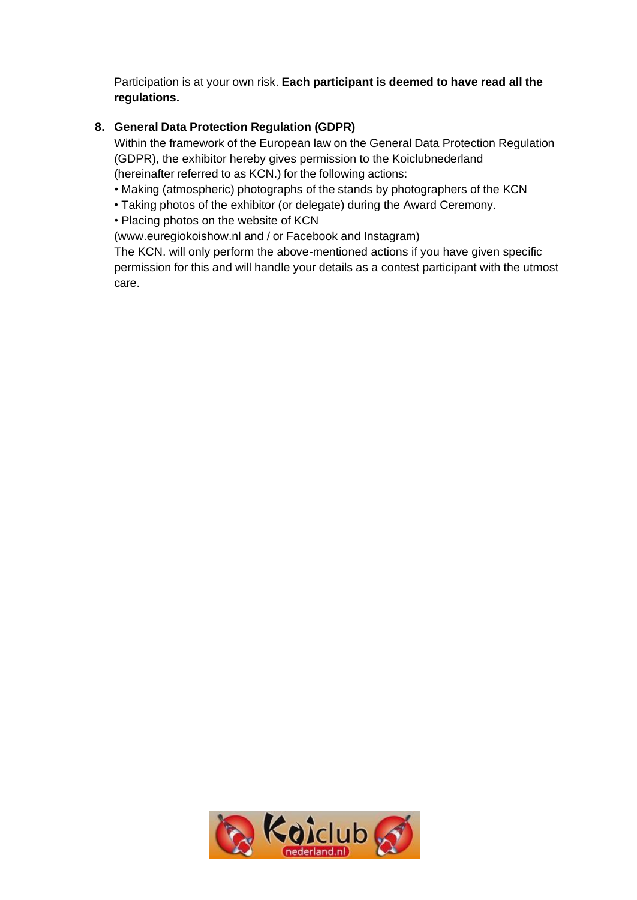Participation is at your own risk. **Each participant is deemed to have read all the regulations.**

8. **General Data Protection Regulation (GDPR)**

   Within the framework of the European law on the General Data Protection Regulation (GDPR), the exhibitor hereby gives permission to the Koiclubnederland (hereinafter referred to as KCN.) for the following actions:

   - Making (atmospheric) photographs of the stands by photographers of the KCN
   - Taking photos of the exhibitor (or delegate) during the Award Ceremony.
   - Placing photos on the website of KCN

   (www.euregiokoishow.nl and / or Facebook and Instagram)

   The KCN. will only perform the above-mentioned actions if you have given specific permission for this and will handle your details as a contest participant with the utmost care.